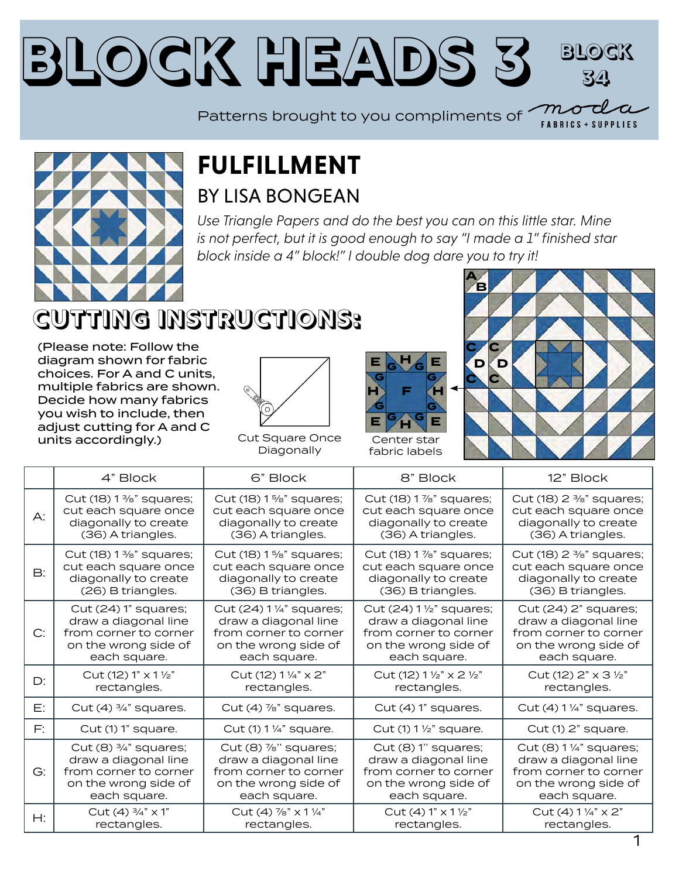# BLOCK HEADS 3

**BLOCK 34**

Patterns brought to you compliments of moda FABRICS + SUPPLIES

## FULFILLMENT

### BY LISA BONGEAN

*Use Triangle Papers and do the best you can on this little star. Mine is not perfect, but it is good enough to say "I made a 1" finished star block inside a 4" block!" I double dog dare you to try it!*

## CUTTING INSTRUCTIONS:

(Please note: Follow the diagram shown for fabric choices. For A and C units, multiple fabrics are shown. Decide how many fabrics you wish to include, then adjust cutting for A and C units accordingly.)

Cut Square Once Diagonally

Center star fabric labels

| | 4" Block | 6" Block | 8" Block | 12" Block |
|---|---|---|---|---|
| A: | Cut (18) 1 ⅜" squares; cut each square once diagonally to create (36) A triangles. | Cut (18) 1 ⅝" squares; cut each square once diagonally to create (36) A triangles. | Cut (18) 1 ⅞" squares; cut each square once diagonally to create (36) A triangles. | Cut (18) 2 ⅜" squares; cut each square once diagonally to create (36) A triangles. |
| B: | Cut (18) 1 ⅜" squares; cut each square once diagonally to create (26) B triangles. | Cut (18) 1 ⅝" squares; cut each square once diagonally to create (36) B triangles. | Cut (18) 1 ⅞" squares; cut each square once diagonally to create (36) B triangles. | Cut (18) 2 ⅜" squares; cut each square once diagonally to create (36) B triangles. |
| C: | Cut (24) 1" squares; draw a diagonal line from corner to corner on the wrong side of each square. | Cut (24) 1 ¼" squares; draw a diagonal line from corner to corner on the wrong side of each square. | Cut (24) 1 ½" squares; draw a diagonal line from corner to corner on the wrong side of each square. | Cut (24) 2" squares; draw a diagonal line from corner to corner on the wrong side of each square. |
| D: | Cut (12) 1" x 1 ½" rectangles. | Cut (12) 1 ¼" x 2" rectangles. | Cut (12) 1 ½" x 2 ½" rectangles. | Cut (12) 2" x 3 ½" rectangles. |
| E: | Cut (4) ¾" squares. | Cut (4) ⅞" squares. | Cut (4) 1" squares. | Cut (4) 1 ¼" squares. |
| F: | Cut (1) 1" square. | Cut (1) 1 ¼" square. | Cut (1) 1 ½" square. | Cut (1) 2" square. |
| G: | Cut (8) ¾" squares; draw a diagonal line from corner to corner on the wrong side of each square. | Cut (8) ⅞" squares; draw a diagonal line from corner to corner on the wrong side of each square. | Cut (8) 1" squares; draw a diagonal line from corner to corner on the wrong side of each square. | Cut (8) 1 ¼" squares; draw a diagonal line from corner to corner on the wrong side of each square. |
| H: | Cut (4) ¾" x 1" rectangles. | Cut (4) ⅞" x 1 ¼" rectangles. | Cut (4) 1" x 1 ½" rectangles. | Cut (4) 1 ¼" x 2" rectangles. |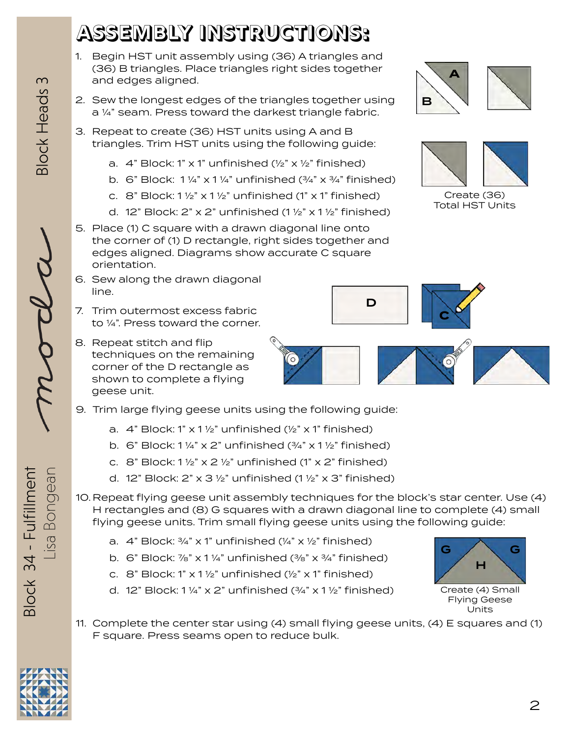# ASSEMBLY INSTRUCTIONS:

1. Begin HST unit assembly using (36) A triangles and (36) B triangles. Place triangles right sides together and edges aligned.
2. Sew the longest edges of the triangles together using a ¼" seam. Press toward the darkest triangle fabric.
3. Repeat to create (36) HST units using A and B triangles. Trim HST units using the following guide:
   a. 4" Block: 1" x 1" unfinished (½" x ½" finished)
   b. 6" Block: 1 ¼" x 1 ¼" unfinished (¾" x ¾" finished)
   c. 8" Block: 1 ½" x 1 ½" unfinished (1" x 1" finished)
   d. 12" Block: 2" x 2" unfinished (1 ½" x 1 ½" finished)

Create (36) Total HST Units

5. Place (1) C square with a drawn diagonal line onto the corner of (1) D rectangle, right sides together and edges aligned. Diagrams show accurate C square orientation.
6. Sew along the drawn diagonal line.
7. Trim outermost excess fabric to ¼". Press toward the corner.
8. Repeat stitch and flip techniques on the remaining corner of the D rectangle as shown to complete a flying geese unit.
9. Trim large flying geese units using the following guide:
   a. 4" Block: 1" x 1 ½" unfinished (½" x 1" finished)
   b. 6" Block: 1 ¼" x 2" unfinished (¾" x 1 ½" finished)
   c. 8" Block: 1 ½" x 2 ½" unfinished (1" x 2" finished)
   d. 12" Block: 2" x 3 ½" unfinished (1 ½" x 3" finished)
10. Repeat flying geese unit assembly techniques for the block's star center. Use (4) H rectangles and (8) G squares with a drawn diagonal line to complete (4) small flying geese units. Trim small flying geese units using the following guide:
    a. 4" Block: ¾" x 1" unfinished (¼" x ½" finished)
    b. 6" Block: ⅞" x 1 ¼" unfinished (⅜" x ¾" finished)
    c. 8" Block: 1" x 1 ½" unfinished (½" x 1" finished)
    d. 12" Block: 1 ¼" x 2" unfinished (¾" x 1 ½" finished)

Create (4) Small Flying Geese Units

11. Complete the center star using (4) small flying geese units, (4) E squares and (1) F square. Press seams open to reduce bulk.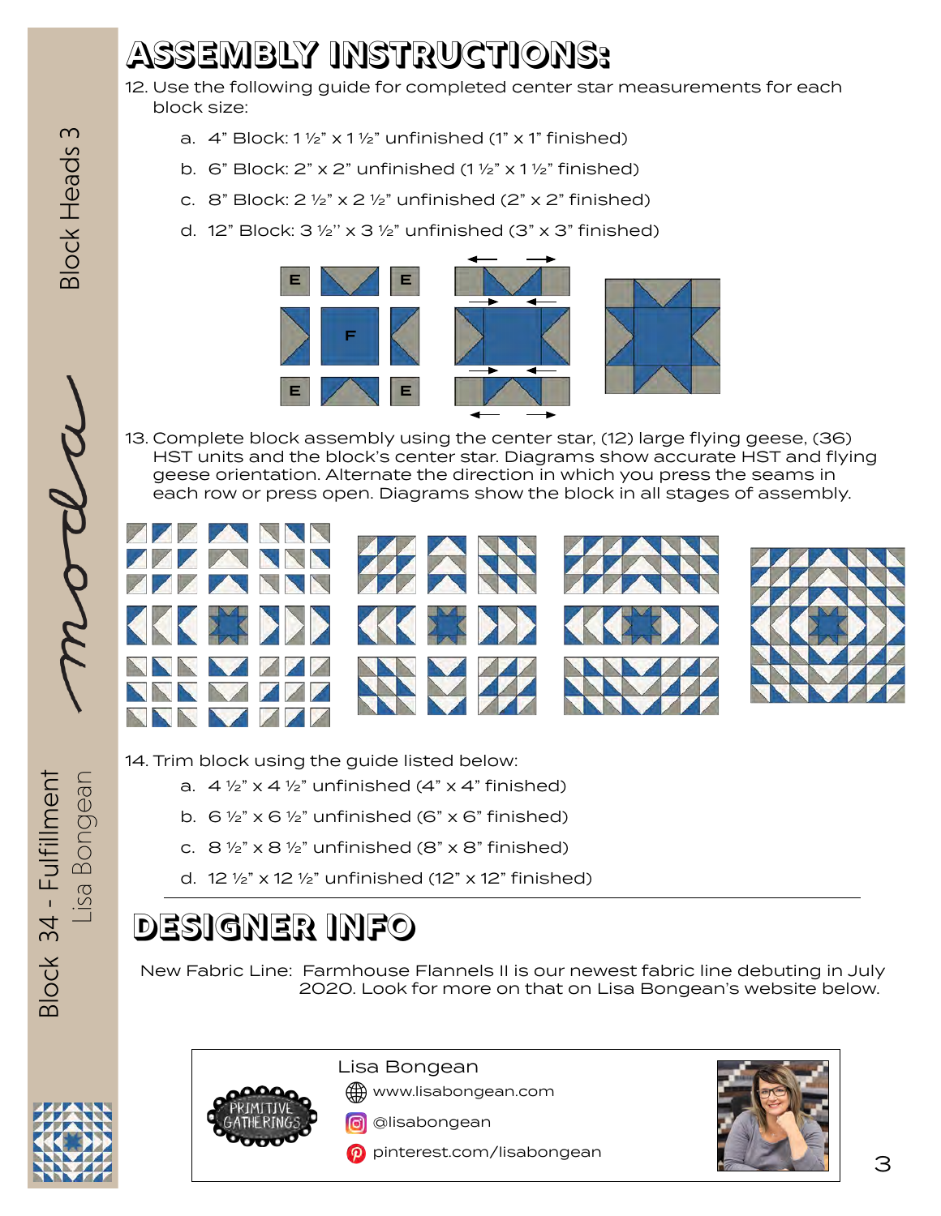# ASSEMBLY INSTRUCTIONS:

12. Use the following guide for completed center star measurements for each block size:

    a. 4" Block: 1 ½" x 1 ½" unfinished (1" x 1" finished)

    b. 6" Block: 2" x 2" unfinished (1 ½" x 1 ½" finished)

    c. 8" Block: 2 ½" x 2 ½" unfinished (2" x 2" finished)

    d. 12" Block: 3 ½" x 3 ½" unfinished (3" x 3" finished)

E E F E E

13. Complete block assembly using the center star, (12) large flying geese, (36) HST units and the block's center star. Diagrams show accurate HST and flying geese orientation. Alternate the direction in which you press the seams in each row or press open. Diagrams show the block in all stages of assembly.

14. Trim block using the guide listed below:

    a. 4 ½" x 4 ½" unfinished (4" x 4" finished)

    b. 6 ½" x 6 ½" unfinished (6" x 6" finished)

    c. 8 ½" x 8 ½" unfinished (8" x 8" finished)

    d. 12 ½" x 12 ½" unfinished (12" x 12" finished)

# DESIGNER INFO

New Fabric Line: Farmhouse Flannels II is our newest fabric line debuting in July 2020. Look for more on that on Lisa Bongean's website below.

PRIMITIVE GATHERINGS

Lisa Bongean

www.lisabongean.com

@lisabongean

pinterest.com/lisabongean